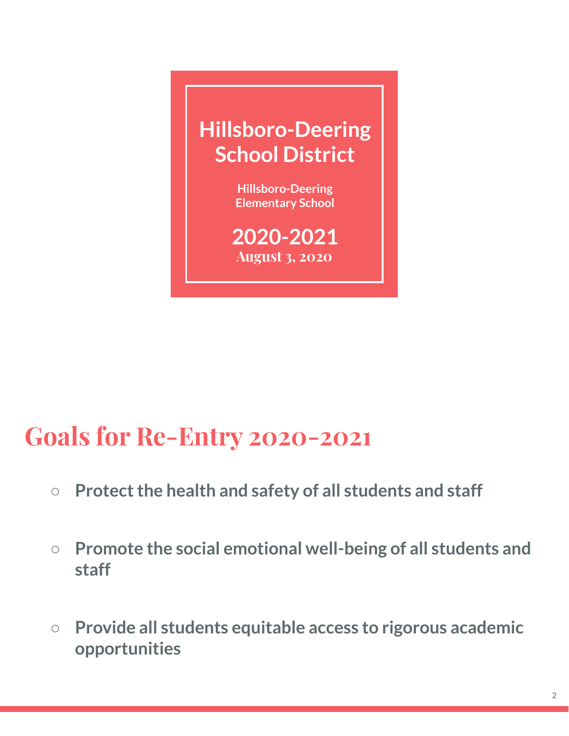# Hillsboro-Deering School District

**Hillsboro-Deering Elementary School**

**2020-2021**

**August 3, 2020**

## Goals for Re-Entry 2020-2021

- **Protect the health and safety of all students and staff**
- **Promote the social emotional well-being of all students and staff**
- **Provide all students equitable access to rigorous academic opportunities**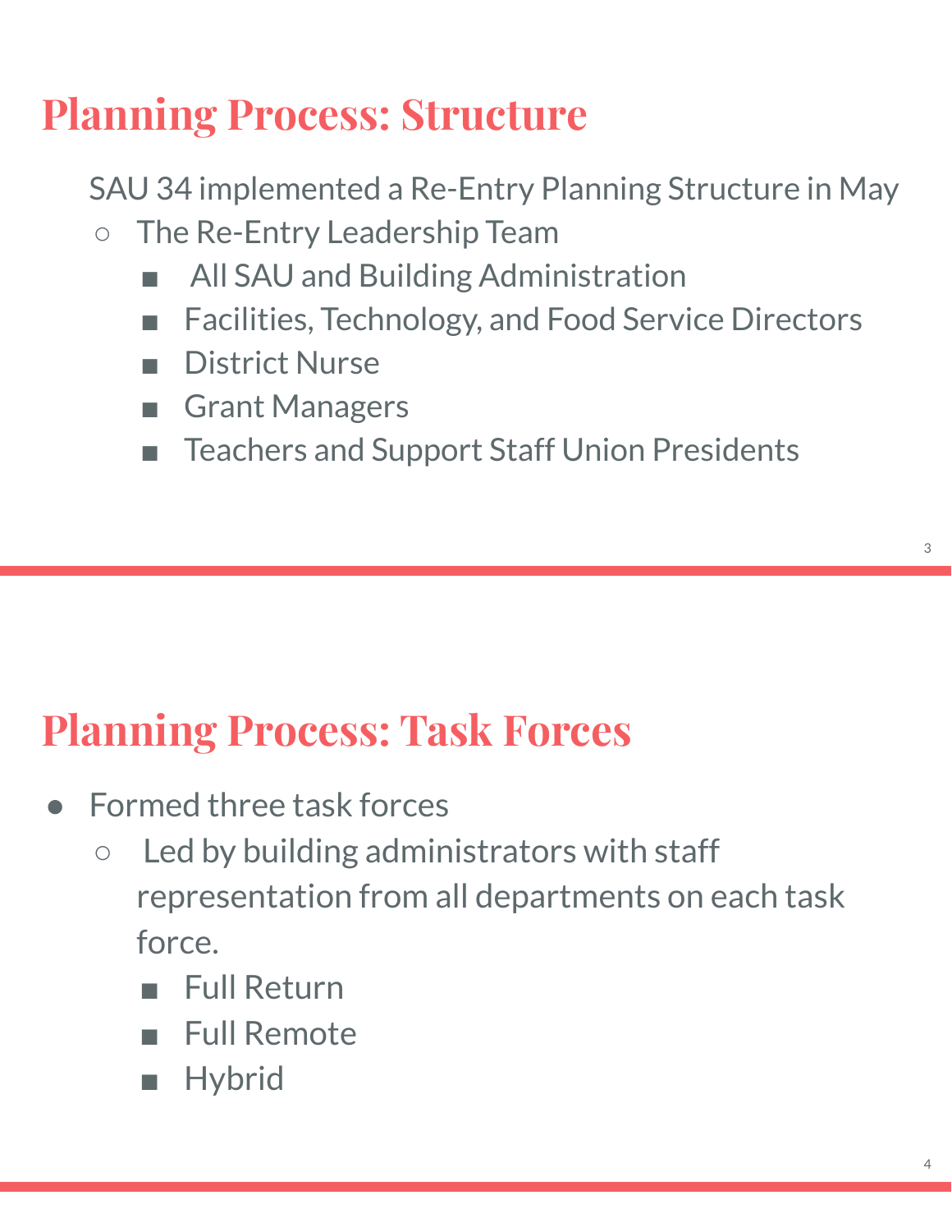# Planning Process: Structure

SAU 34 implemented a Re-Entry Planning Structure in May

- The Re-Entry Leadership Team
  - All SAU and Building Administration
  - Facilities, Technology, and Food Service Directors
  - District Nurse
  - Grant Managers
  - Teachers and Support Staff Union Presidents

# Planning Process: Task Forces

- Formed three task forces
  - Led by building administrators with staff representation from all departments on each task force.
    - Full Return
    - Full Remote
    - Hybrid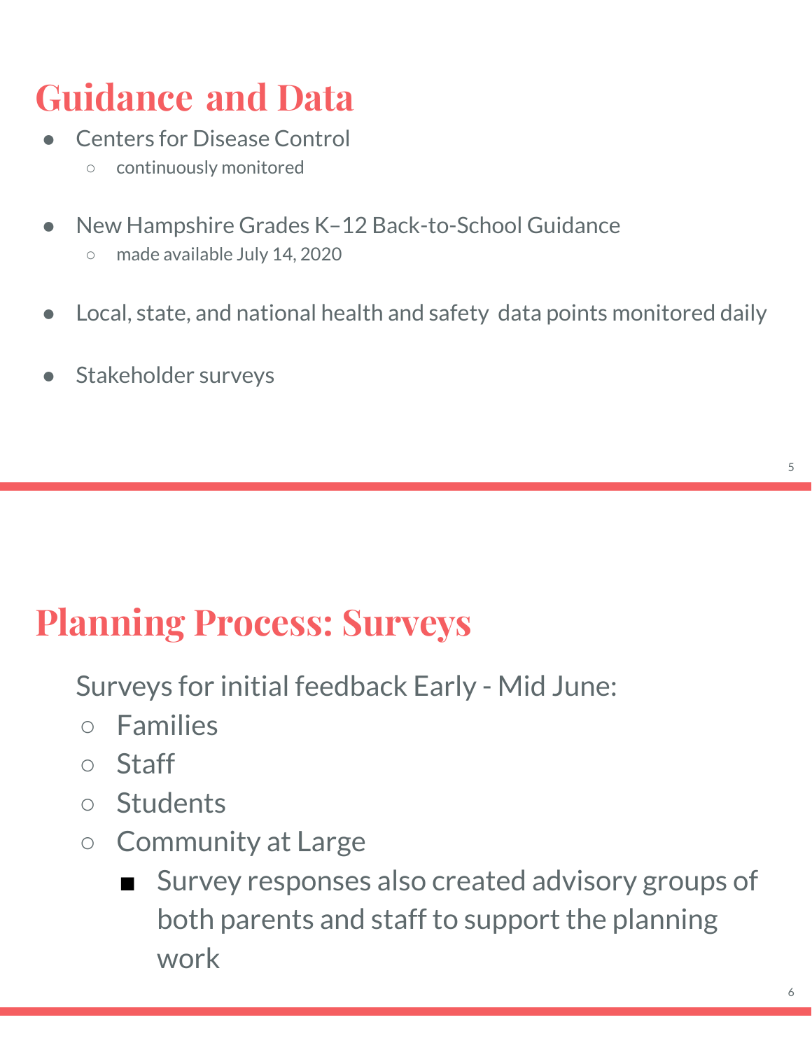# Guidance and Data

- Centers for Disease Control
  - continuously monitored

- New Hampshire Grades K–12 Back-to-School Guidance
  - made available July 14, 2020

- Local, state, and national health and safety data points monitored daily

- Stakeholder surveys

# Planning Process: Surveys

Surveys for initial feedback Early - Mid June:

- Families
- Staff
- Students
- Community at Large
  - Survey responses also created advisory groups of both parents and staff to support the planning work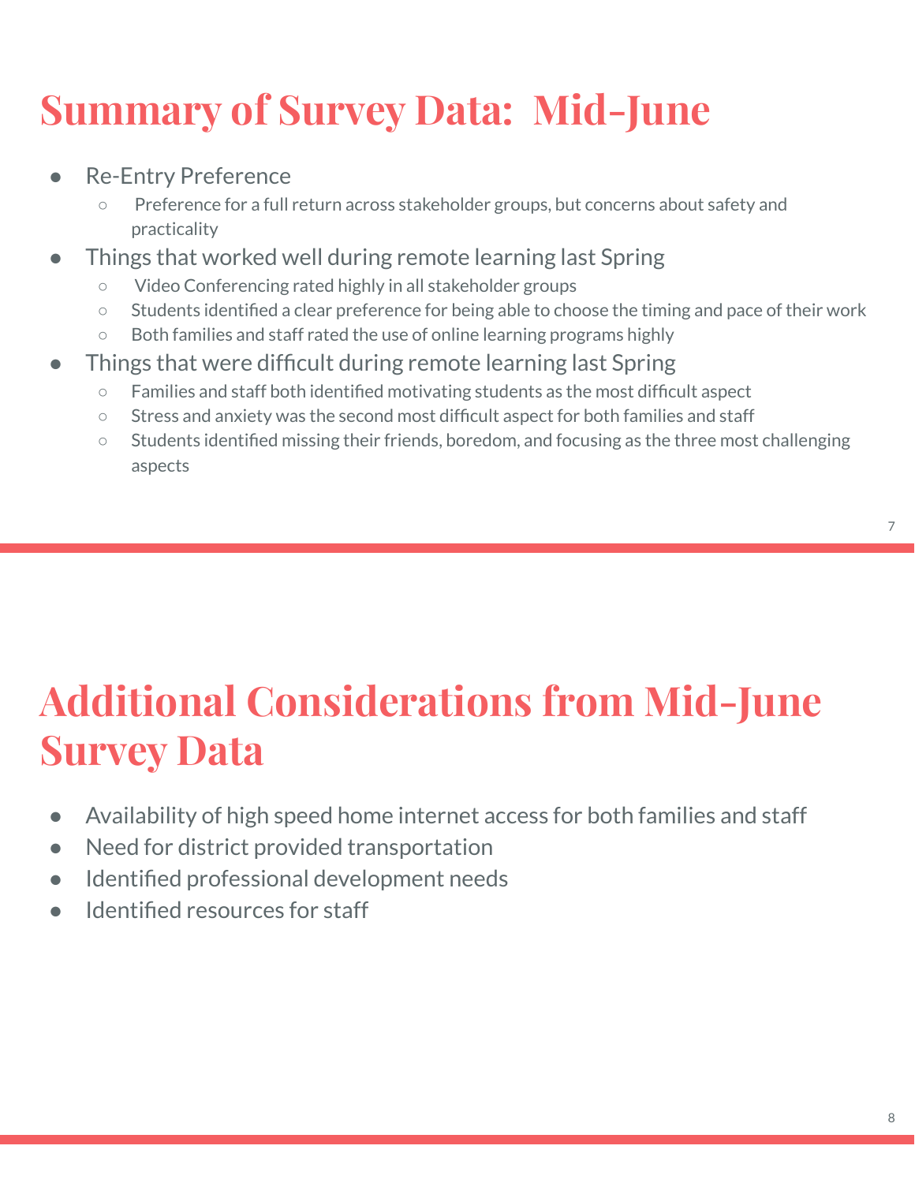# Summary of Survey Data: Mid-June

- Re-Entry Preference
  - Preference for a full return across stakeholder groups, but concerns about safety and practicality
- Things that worked well during remote learning last Spring
  - Video Conferencing rated highly in all stakeholder groups
  - Students identified a clear preference for being able to choose the timing and pace of their work
  - Both families and staff rated the use of online learning programs highly
- Things that were difficult during remote learning last Spring
  - Families and staff both identified motivating students as the most difficult aspect
  - Stress and anxiety was the second most difficult aspect for both families and staff
  - Students identified missing their friends, boredom, and focusing as the three most challenging aspects

# Additional Considerations from Mid-June Survey Data

- Availability of high speed home internet access for both families and staff
- Need for district provided transportation
- Identified professional development needs
- Identified resources for staff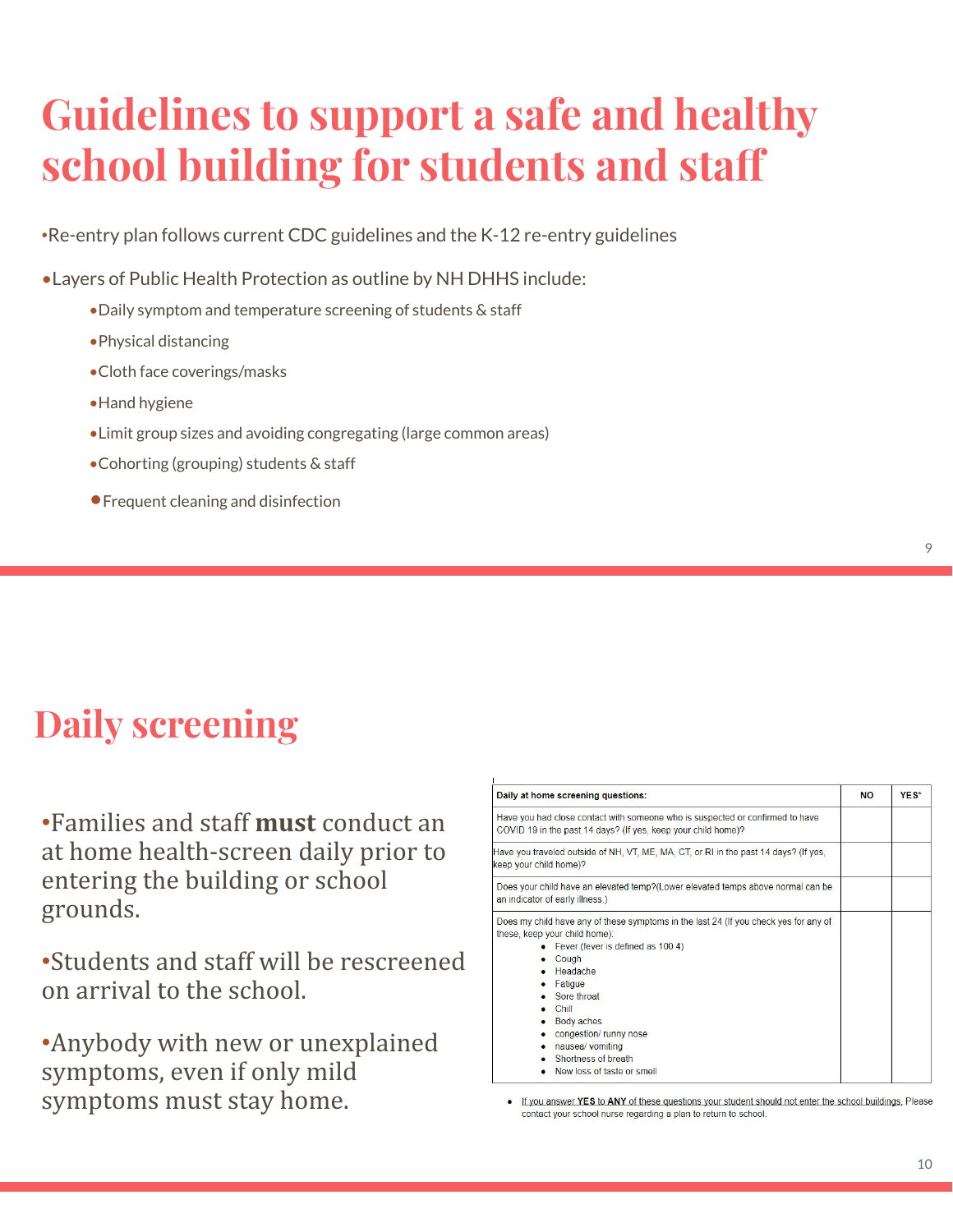# Guidelines to support a safe and healthy school building for students and staff

- Re-entry plan follows current CDC guidelines and the K-12 re-entry guidelines
- Layers of Public Health Protection as outline by NH DHHS include:
  - Daily symptom and temperature screening of students & staff
  - Physical distancing
  - Cloth face coverings/masks
  - Hand hygiene
  - Limit group sizes and avoiding congregating (large common areas)
  - Cohorting (grouping) students & staff
  - Frequent cleaning and disinfection

# Daily screening

- Families and staff **must** conduct an at home health-screen daily prior to entering the building or school grounds.
- Students and staff will be rescreened on arrival to the school.
- Anybody with new or unexplained symptoms, even if only mild symptoms must stay home.

| Daily at home screening questions: | NO | YES* |
|---|---|---|
| Have you had close contact with someone who is suspected or confirmed to have COVID 19 in the past 14 days? (If yes, keep your child home)? | | |
| Have you traveled outside of NH, VT, ME, MA, CT, or RI in the past 14 days? (If yes, keep your child home)? | | |
| Does your child have an elevated temp?(Lower elevated temps above normal can be an indicator of early illness.) | | |
| Does my child have any of these symptoms in the last 24 (If you check yes for any of these, keep your child home): <br>• Fever (fever is defined as 100.4) <br>• Cough <br>• Headache <br>• Fatigue <br>• Sore throat <br>• Chill <br>• Body aches <br>• congestion/ runny nose <br>• nausea/ vomiting <br>• Shortness of breath <br>• New loss of taste or smell | | |

- If you answer **YES** to **ANY** of these questions your student should not enter the school buildings. Please contact your school nurse regarding a plan to return to school.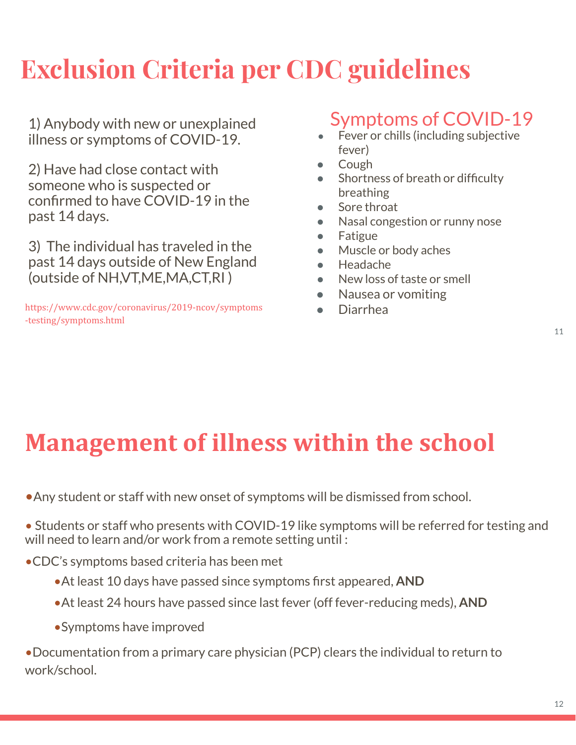# Exclusion Criteria per CDC guidelines

1) Anybody with new or unexplained illness or symptoms of COVID-19.

2) Have had close contact with someone who is suspected or confirmed to have COVID-19 in the past 14 days.

3) The individual has traveled in the past 14 days outside of New England (outside of NH,VT,ME,MA,CT,RI )

https://www.cdc.gov/coronavirus/2019-ncov/symptoms-testing/symptoms.html

## Symptoms of COVID-19

- Fever or chills (including subjective fever)
- Cough
- Shortness of breath or difficulty breathing
- Sore throat
- Nasal congestion or runny nose
- Fatigue
- Muscle or body aches
- Headache
- New loss of taste or smell
- Nausea or vomiting
- Diarrhea

# Management of illness within the school

- Any student or staff with new onset of symptoms will be dismissed from school.
- Students or staff who presents with COVID-19 like symptoms will be referred for testing and will need to learn and/or work from a remote setting until :
- CDC's symptoms based criteria has been met
  - At least 10 days have passed since symptoms first appeared, **AND**
  - At least 24 hours have passed since last fever (off fever-reducing meds), **AND**
  - Symptoms have improved
- Documentation from a primary care physician (PCP) clears the individual to return to work/school.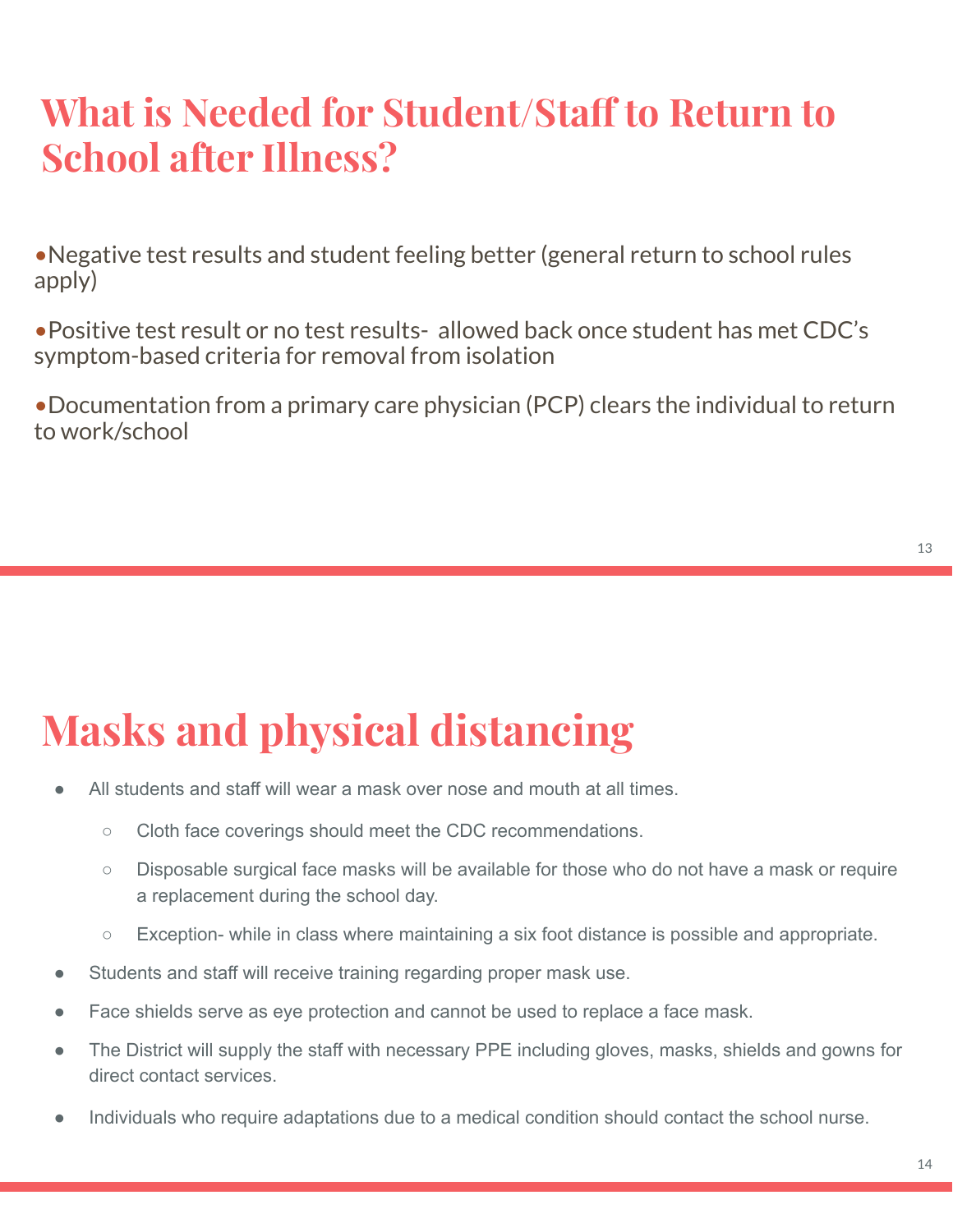# What is Needed for Student/Staff to Return to School after Illness?

- Negative test results and student feeling better (general return to school rules apply)
- Positive test result or no test results- allowed back once student has met CDC's symptom-based criteria for removal from isolation
- Documentation from a primary care physician (PCP) clears the individual to return to work/school

# Masks and physical distancing

- All students and staff will wear a mask over nose and mouth at all times.
  - Cloth face coverings should meet the CDC recommendations.
  - Disposable surgical face masks will be available for those who do not have a mask or require a replacement during the school day.
  - Exception- while in class where maintaining a six foot distance is possible and appropriate.
- Students and staff will receive training regarding proper mask use.
- Face shields serve as eye protection and cannot be used to replace a face mask.
- The District will supply the staff with necessary PPE including gloves, masks, shields and gowns for direct contact services.
- Individuals who require adaptations due to a medical condition should contact the school nurse.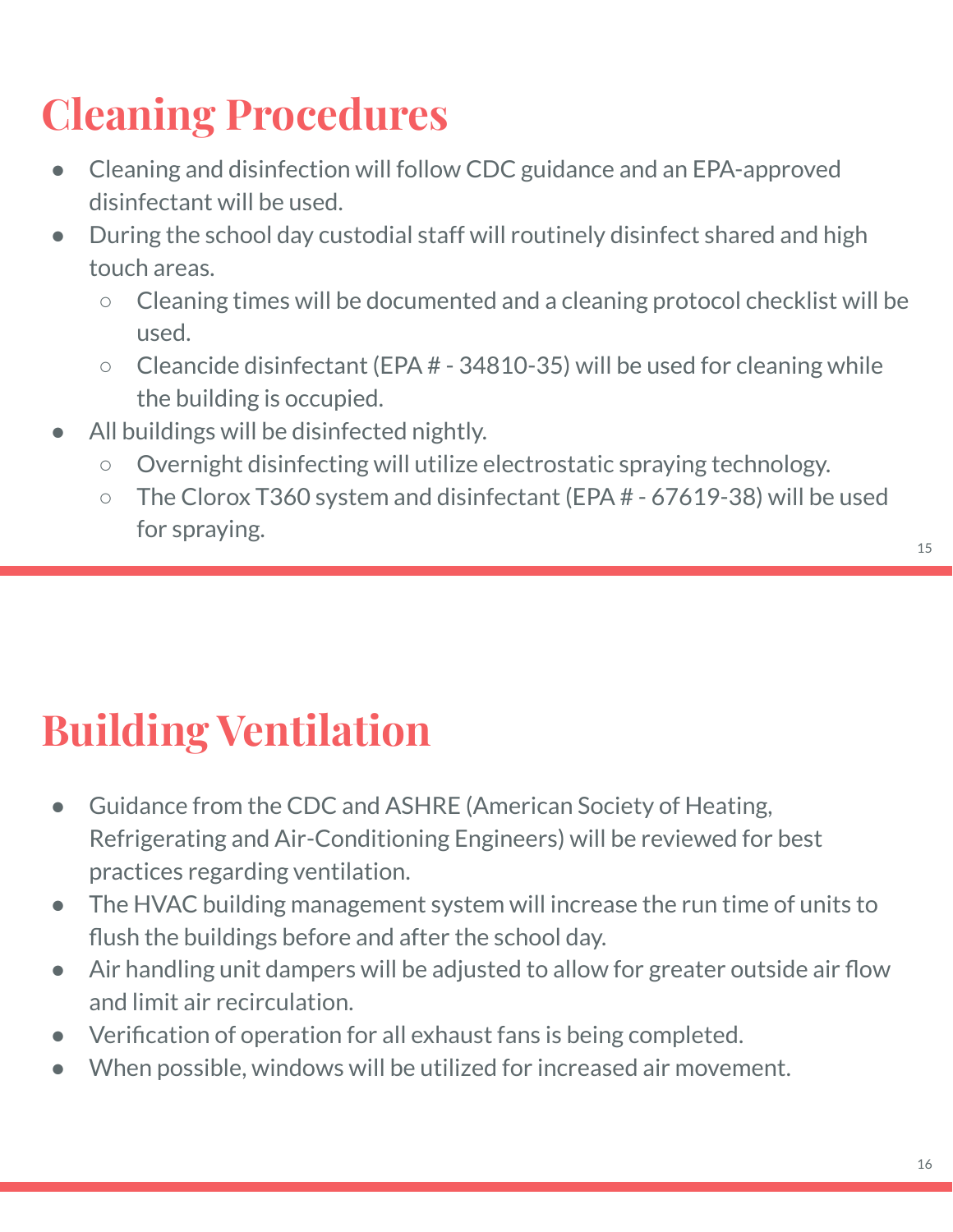# Cleaning Procedures

- Cleaning and disinfection will follow CDC guidance and an EPA-approved disinfectant will be used.
- During the school day custodial staff will routinely disinfect shared and high touch areas.
  - Cleaning times will be documented and a cleaning protocol checklist will be used.
  - Cleancide disinfectant (EPA # - 34810-35) will be used for cleaning while the building is occupied.
- All buildings will be disinfected nightly.
  - Overnight disinfecting will utilize electrostatic spraying technology.
  - The Clorox T360 system and disinfectant (EPA # - 67619-38) will be used for spraying.

# Building Ventilation

- Guidance from the CDC and ASHRE (American Society of Heating, Refrigerating and Air-Conditioning Engineers) will be reviewed for best practices regarding ventilation.
- The HVAC building management system will increase the run time of units to flush the buildings before and after the school day.
- Air handling unit dampers will be adjusted to allow for greater outside air flow and limit air recirculation.
- Verification of operation for all exhaust fans is being completed.
- When possible, windows will be utilized for increased air movement.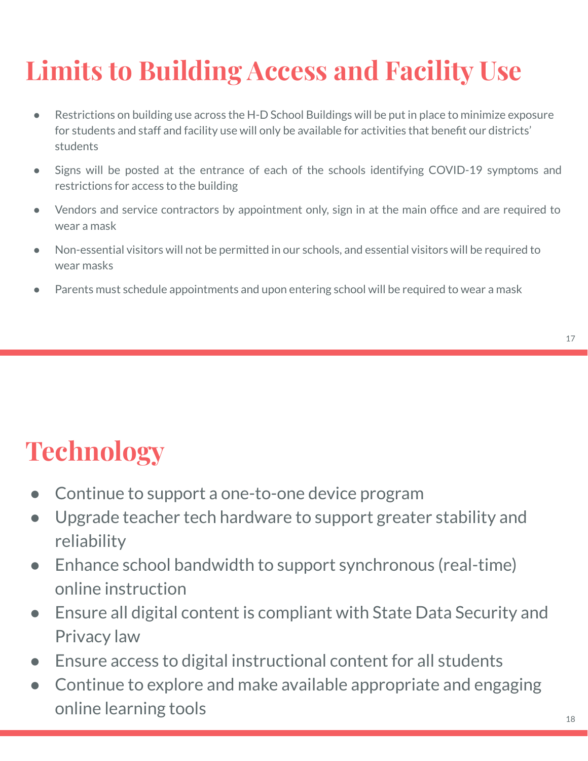# Limits to Building Access and Facility Use

- Restrictions on building use across the H-D School Buildings will be put in place to minimize exposure for students and staff and facility use will only be available for activities that benefit our districts' students
- Signs will be posted at the entrance of each of the schools identifying COVID-19 symptoms and restrictions for access to the building
- Vendors and service contractors by appointment only, sign in at the main office and are required to wear a mask
- Non-essential visitors will not be permitted in our schools, and essential visitors will be required to wear masks
- Parents must schedule appointments and upon entering school will be required to wear a mask

# Technology

- Continue to support a one-to-one device program
- Upgrade teacher tech hardware to support greater stability and reliability
- Enhance school bandwidth to support synchronous (real-time) online instruction
- Ensure all digital content is compliant with State Data Security and Privacy law
- Ensure access to digital instructional content for all students
- Continue to explore and make available appropriate and engaging online learning tools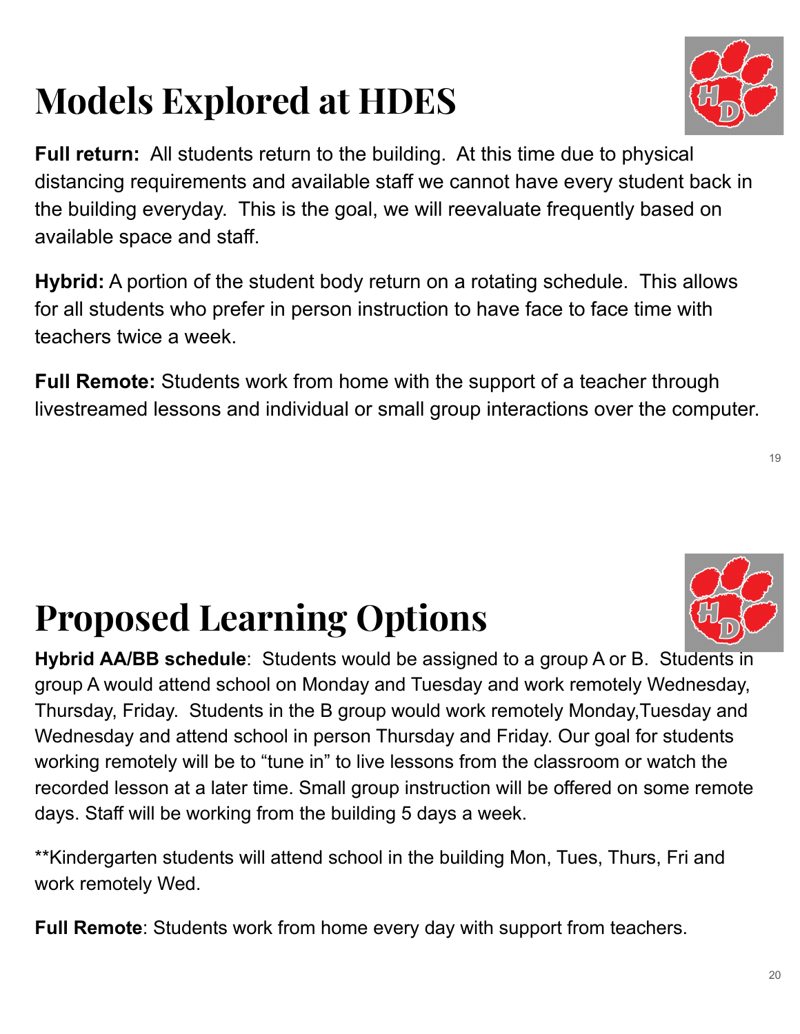# Models Explored at HDES

**Full return:** All students return to the building. At this time due to physical distancing requirements and available staff we cannot have every student back in the building everyday. This is the goal, we will reevaluate frequently based on available space and staff.

**Hybrid:** A portion of the student body return on a rotating schedule. This allows for all students who prefer in person instruction to have face to face time with teachers twice a week.

**Full Remote:** Students work from home with the support of a teacher through livestreamed lessons and individual or small group interactions over the computer.

# Proposed Learning Options

**Hybrid AA/BB schedule**: Students would be assigned to a group A or B. Students in group A would attend school on Monday and Tuesday and work remotely Wednesday, Thursday, Friday. Students in the B group would work remotely Monday,Tuesday and Wednesday and attend school in person Thursday and Friday. Our goal for students working remotely will be to "tune in" to live lessons from the classroom or watch the recorded lesson at a later time. Small group instruction will be offered on some remote days. Staff will be working from the building 5 days a week.

**Kindergarten students will attend school in the building Mon, Tues, Thurs, Fri and work remotely Wed.

**Full Remote**: Students work from home every day with support from teachers.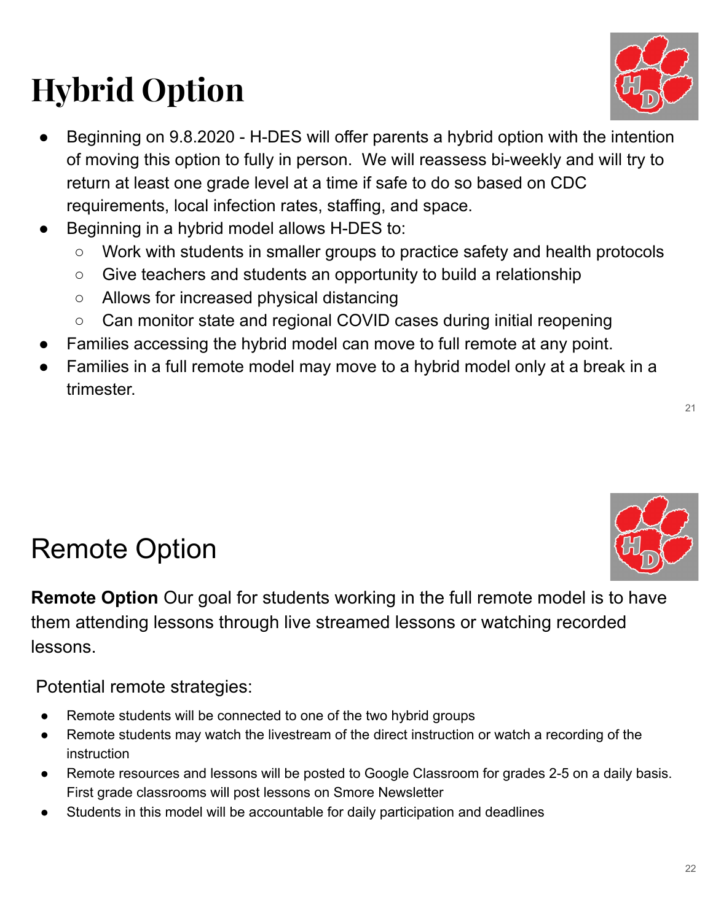# Hybrid Option

- Beginning on 9.8.2020 - H-DES will offer parents a hybrid option with the intention of moving this option to fully in person. We will reassess bi-weekly and will try to return at least one grade level at a time if safe to do so based on CDC requirements, local infection rates, staffing, and space.
- Beginning in a hybrid model allows H-DES to:
  - Work with students in smaller groups to practice safety and health protocols
  - Give teachers and students an opportunity to build a relationship
  - Allows for increased physical distancing
  - Can monitor state and regional COVID cases during initial reopening
- Families accessing the hybrid model can move to full remote at any point.
- Families in a full remote model may move to a hybrid model only at a break in a trimester.

# Remote Option

**Remote Option** Our goal for students working in the full remote model is to have them attending lessons through live streamed lessons or watching recorded lessons.

Potential remote strategies:

- Remote students will be connected to one of the two hybrid groups
- Remote students may watch the livestream of the direct instruction or watch a recording of the instruction
- Remote resources and lessons will be posted to Google Classroom for grades 2-5 on a daily basis. First grade classrooms will post lessons on Smore Newsletter
- Students in this model will be accountable for daily participation and deadlines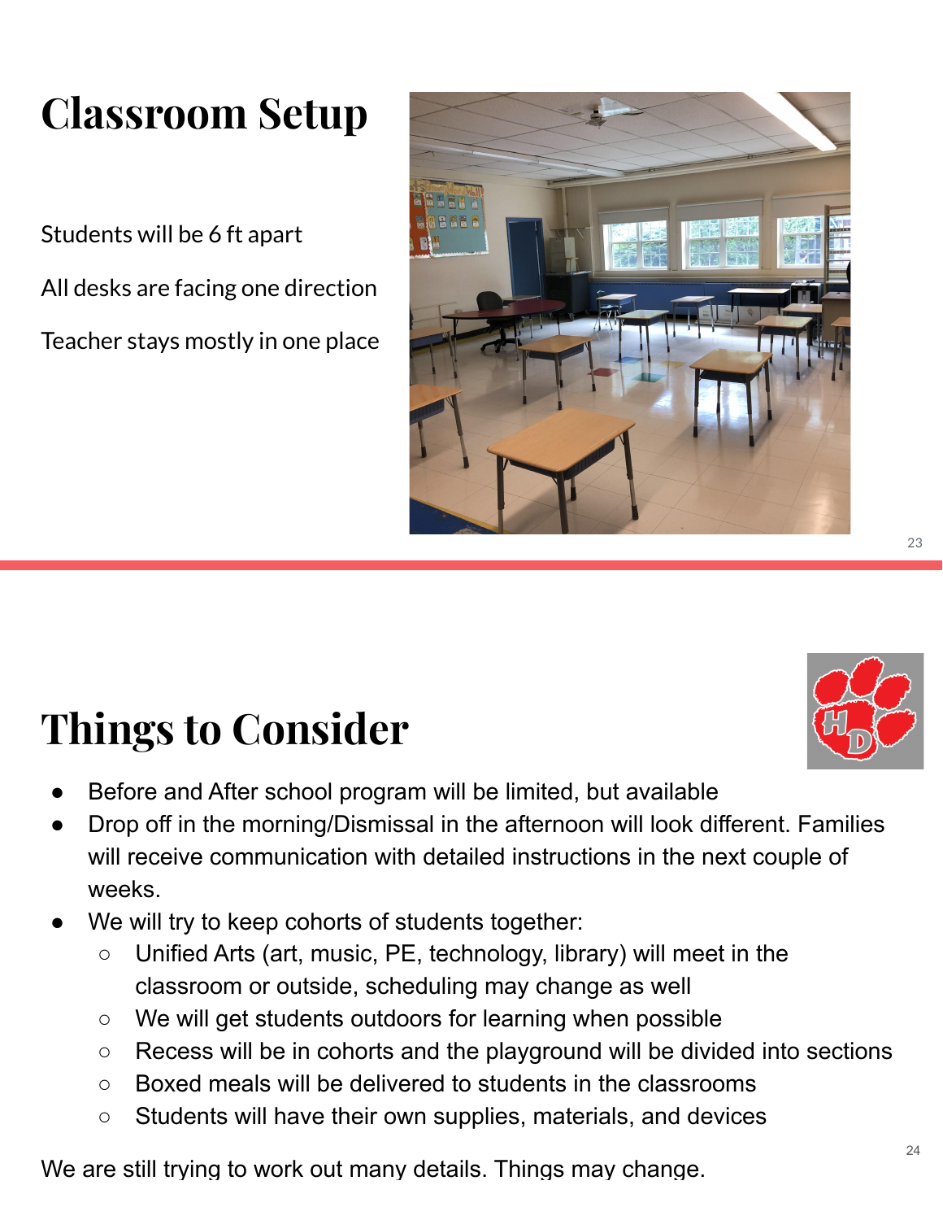# Classroom Setup

Students will be 6 ft apart

All desks are facing one direction

Teacher stays mostly in one place

# Things to Consider

- Before and After school program will be limited, but available
- Drop off in the morning/Dismissal in the afternoon will look different. Families will receive communication with detailed instructions in the next couple of weeks.
- We will try to keep cohorts of students together:
  - Unified Arts (art, music, PE, technology, library) will meet in the classroom or outside, scheduling may change as well
  - We will get students outdoors for learning when possible
  - Recess will be in cohorts and the playground will be divided into sections
  - Boxed meals will be delivered to students in the classrooms
  - Students will have their own supplies, materials, and devices

We are still trying to work out many details. Things may change.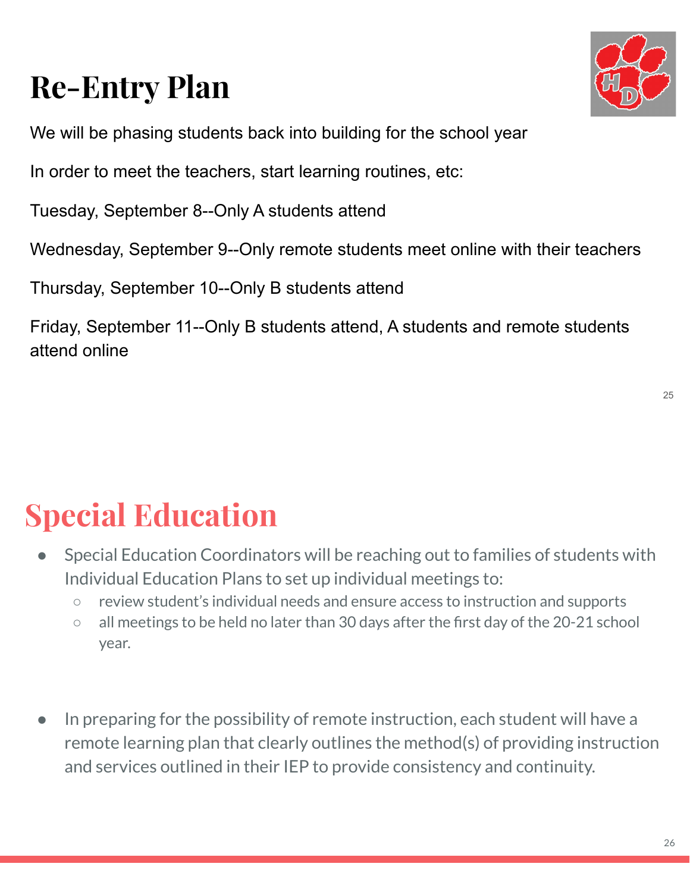# Re-Entry Plan

We will be phasing students back into building for the school year

In order to meet the teachers, start learning routines, etc:

Tuesday, September 8--Only A students attend

Wednesday, September 9--Only remote students meet online with their teachers

Thursday, September 10--Only B students attend

Friday, September 11--Only B students attend, A students and remote students attend online

# Special Education

- Special Education Coordinators will be reaching out to families of students with Individual Education Plans to set up individual meetings to:
  - review student's individual needs and ensure access to instruction and supports
  - all meetings to be held no later than 30 days after the first day of the 20-21 school year.

- In preparing for the possibility of remote instruction, each student will have a remote learning plan that clearly outlines the method(s) of providing instruction and services outlined in their IEP to provide consistency and continuity.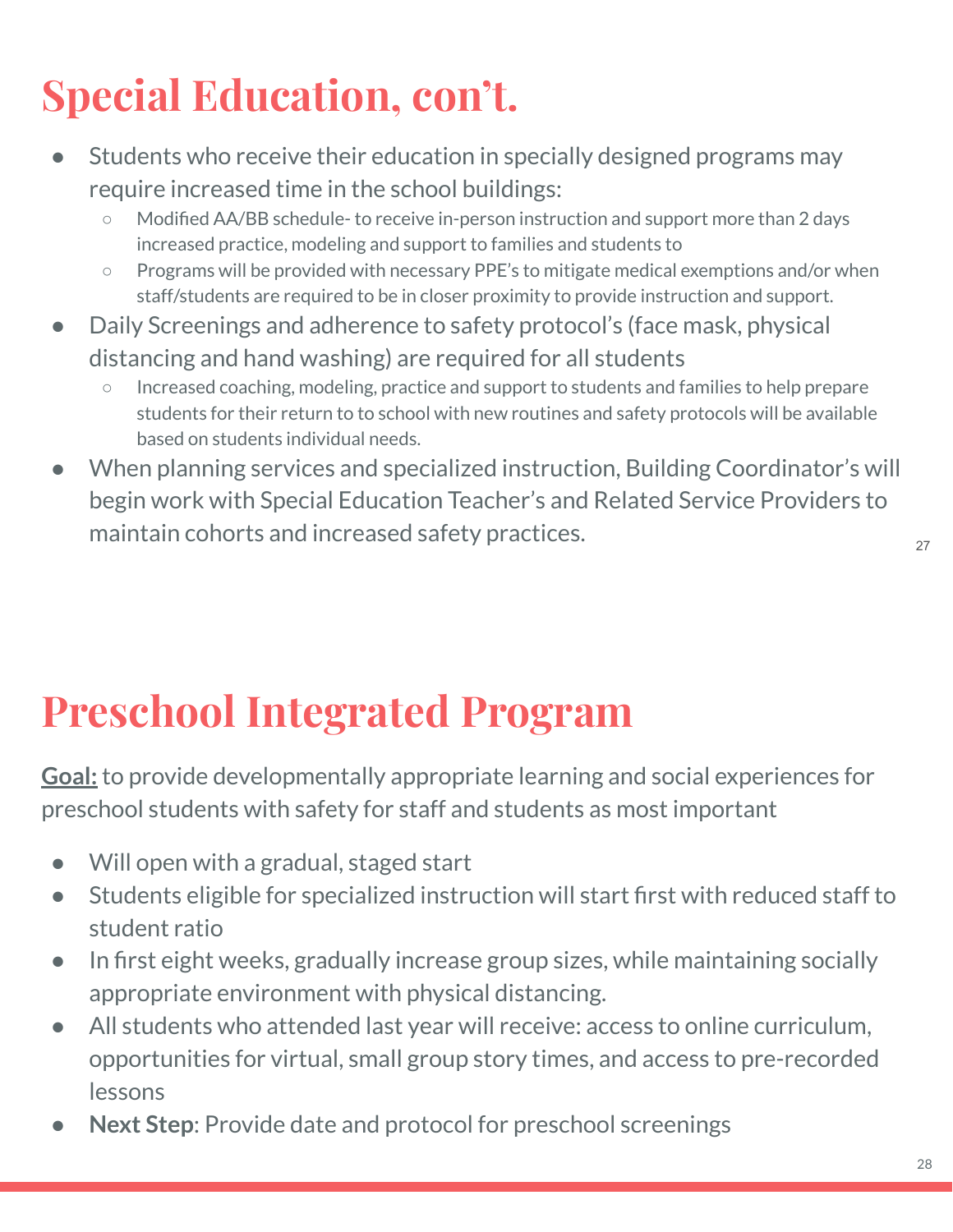# Special Education, con't.

- Students who receive their education in specially designed programs may require increased time in the school buildings:
  - Modified AA/BB schedule- to receive in-person instruction and support more than 2 days increased practice, modeling and support to families and students to
  - Programs will be provided with necessary PPE's to mitigate medical exemptions and/or when staff/students are required to be in closer proximity to provide instruction and support.
- Daily Screenings and adherence to safety protocol's (face mask, physical distancing and hand washing) are required for all students
  - Increased coaching, modeling, practice and support to students and families to help prepare students for their return to to school with new routines and safety protocols will be available based on students individual needs.
- When planning services and specialized instruction, Building Coordinator's will begin work with Special Education Teacher's and Related Service Providers to maintain cohorts and increased safety practices.

# Preschool Integrated Program

**Goal:** to provide developmentally appropriate learning and social experiences for preschool students with safety for staff and students as most important

- Will open with a gradual, staged start
- Students eligible for specialized instruction will start first with reduced staff to student ratio
- In first eight weeks, gradually increase group sizes, while maintaining socially appropriate environment with physical distancing.
- All students who attended last year will receive: access to online curriculum, opportunities for virtual, small group story times, and access to pre-recorded lessons
- **Next Step**: Provide date and protocol for preschool screenings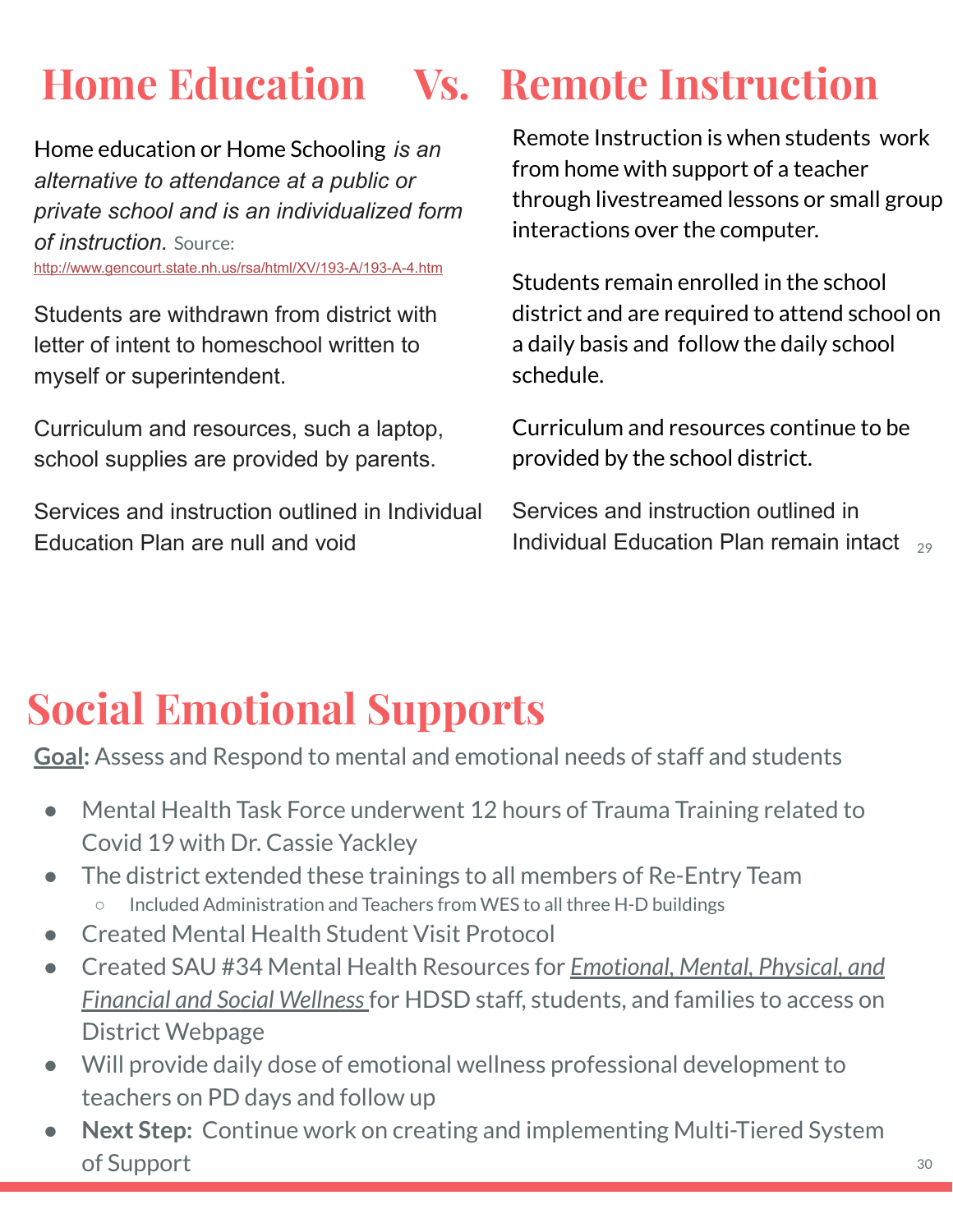# Home Education Vs. Remote Instruction

## Home Education

Home education or Home Schooling *is an alternative to attendance at a public or private school and is an individualized form of instruction.* Source: http://www.gencourt.state.nh.us/rsa/html/XV/193-A/193-A-4.htm

Students are withdrawn from district with letter of intent to homeschool written to myself or superintendent.

Curriculum and resources, such a laptop, school supplies are provided by parents.

Services and instruction outlined in Individual Education Plan are null and void

## Remote Instruction

Remote Instruction is when students work from home with support of a teacher through livestreamed lessons or small group interactions over the computer.

Students remain enrolled in the school district and are required to attend school on a daily basis and follow the daily school schedule.

Curriculum and resources continue to be provided by the school district.

Services and instruction outlined in Individual Education Plan remain intact

# Social Emotional Supports

**Goal:** Assess and Respond to mental and emotional needs of staff and students

- Mental Health Task Force underwent 12 hours of Trauma Training related to Covid 19 with Dr. Cassie Yackley
- The district extended these trainings to all members of Re-Entry Team
  - Included Administration and Teachers from WES to all three H-D buildings
- Created Mental Health Student Visit Protocol
- Created SAU #34 Mental Health Resources for *Emotional, Mental, Physical, and Financial and Social Wellness* for HDSD staff, students, and families to access on District Webpage
- Will provide daily dose of emotional wellness professional development to teachers on PD days and follow up
- **Next Step:** Continue work on creating and implementing Multi-Tiered System of Support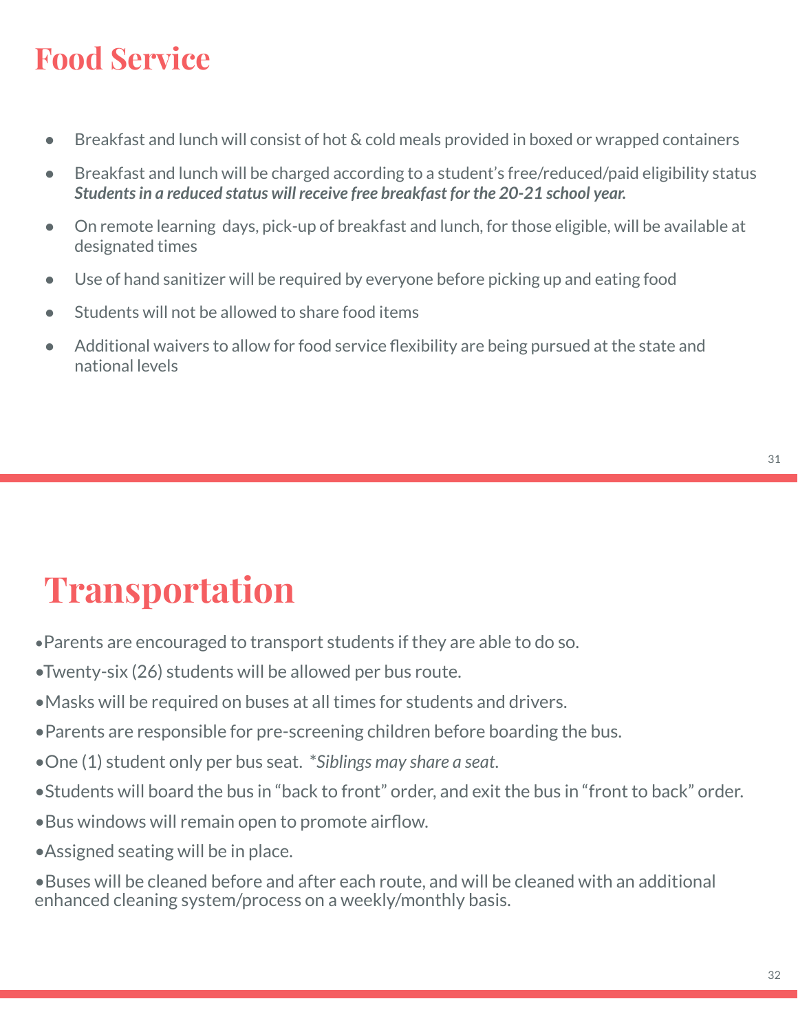# Food Service

- Breakfast and lunch will consist of hot & cold meals provided in boxed or wrapped containers
- Breakfast and lunch will be charged according to a student's free/reduced/paid eligibility status
  ***Students in a reduced status will receive free breakfast for the 20-21 school year.***
- On remote learning days, pick-up of breakfast and lunch, for those eligible, will be available at designated times
- Use of hand sanitizer will be required by everyone before picking up and eating food
- Students will not be allowed to share food items
- Additional waivers to allow for food service flexibility are being pursued at the state and national levels

# Transportation

- Parents are encouraged to transport students if they are able to do so.
- Twenty-six (26) students will be allowed per bus route.
- Masks will be required on buses at all times for students and drivers.
- Parents are responsible for pre-screening children before boarding the bus.
- One (1) student only per bus seat. **Siblings may share a seat.*
- Students will board the bus in "back to front" order, and exit the bus in "front to back" order.
- Bus windows will remain open to promote airflow.
- Assigned seating will be in place.
- Buses will be cleaned before and after each route, and will be cleaned with an additional enhanced cleaning system/process on a weekly/monthly basis.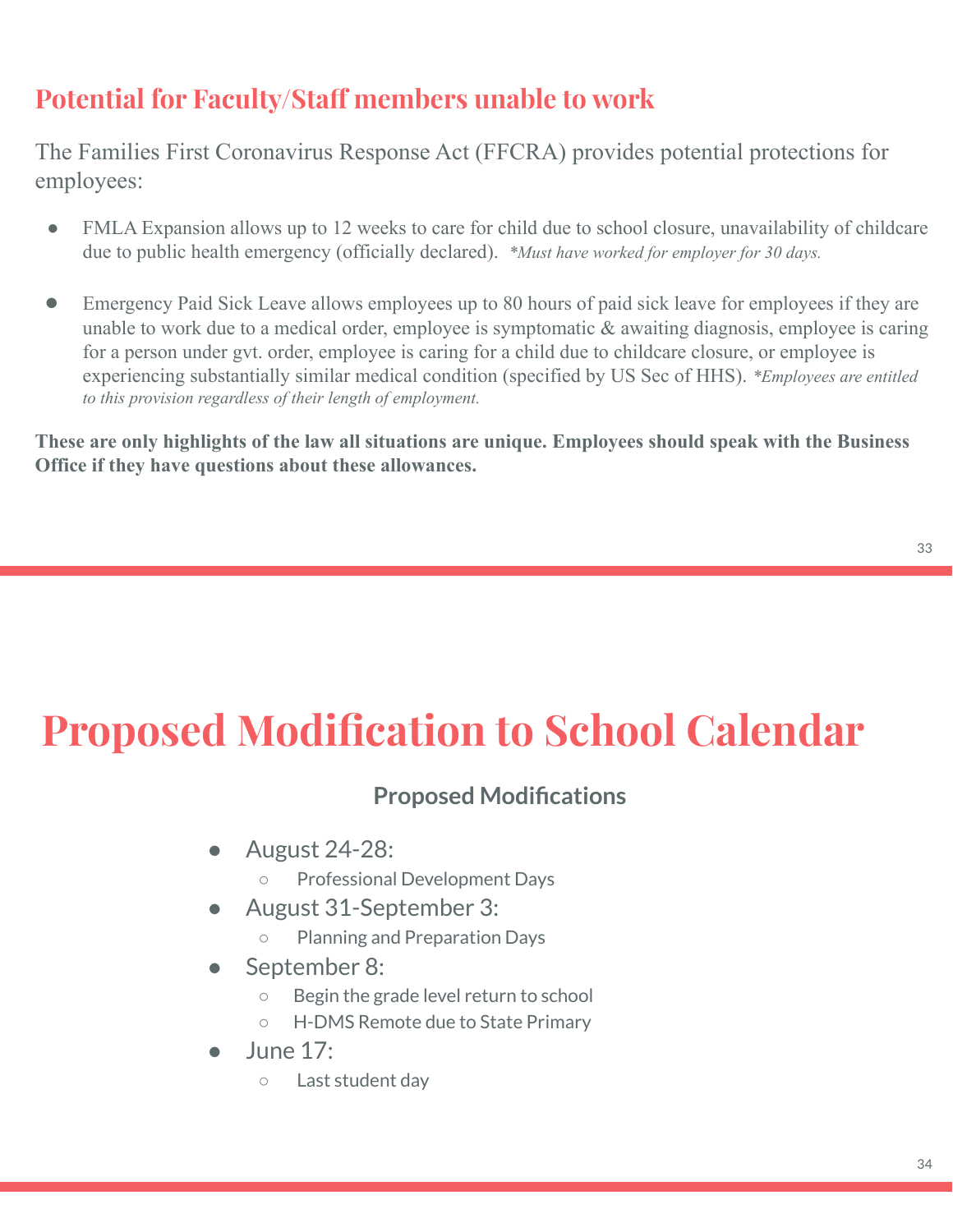## Potential for Faculty/Staff members unable to work

The Families First Coronavirus Response Act (FFCRA) provides potential protections for employees:

- FMLA Expansion allows up to 12 weeks to care for child due to school closure, unavailability of childcare due to public health emergency (officially declared). *\*Must have worked for employer for 30 days.*

- Emergency Paid Sick Leave allows employees up to 80 hours of paid sick leave for employees if they are unable to work due to a medical order, employee is symptomatic & awaiting diagnosis, employee is caring for a person under gvt. order, employee is caring for a child due to childcare closure, or employee is experiencing substantially similar medical condition (specified by US Sec of HHS). *\*Employees are entitled to this provision regardless of their length of employment.*

**These are only highlights of the law all situations are unique. Employees should speak with the Business Office if they have questions about these allowances.**

# Proposed Modification to School Calendar

### Proposed Modifications

- August 24-28:
  - Professional Development Days
- August 31-September 3:
  - Planning and Preparation Days
- September 8:
  - Begin the grade level return to school
  - H-DMS Remote due to State Primary
- June 17:
  - Last student day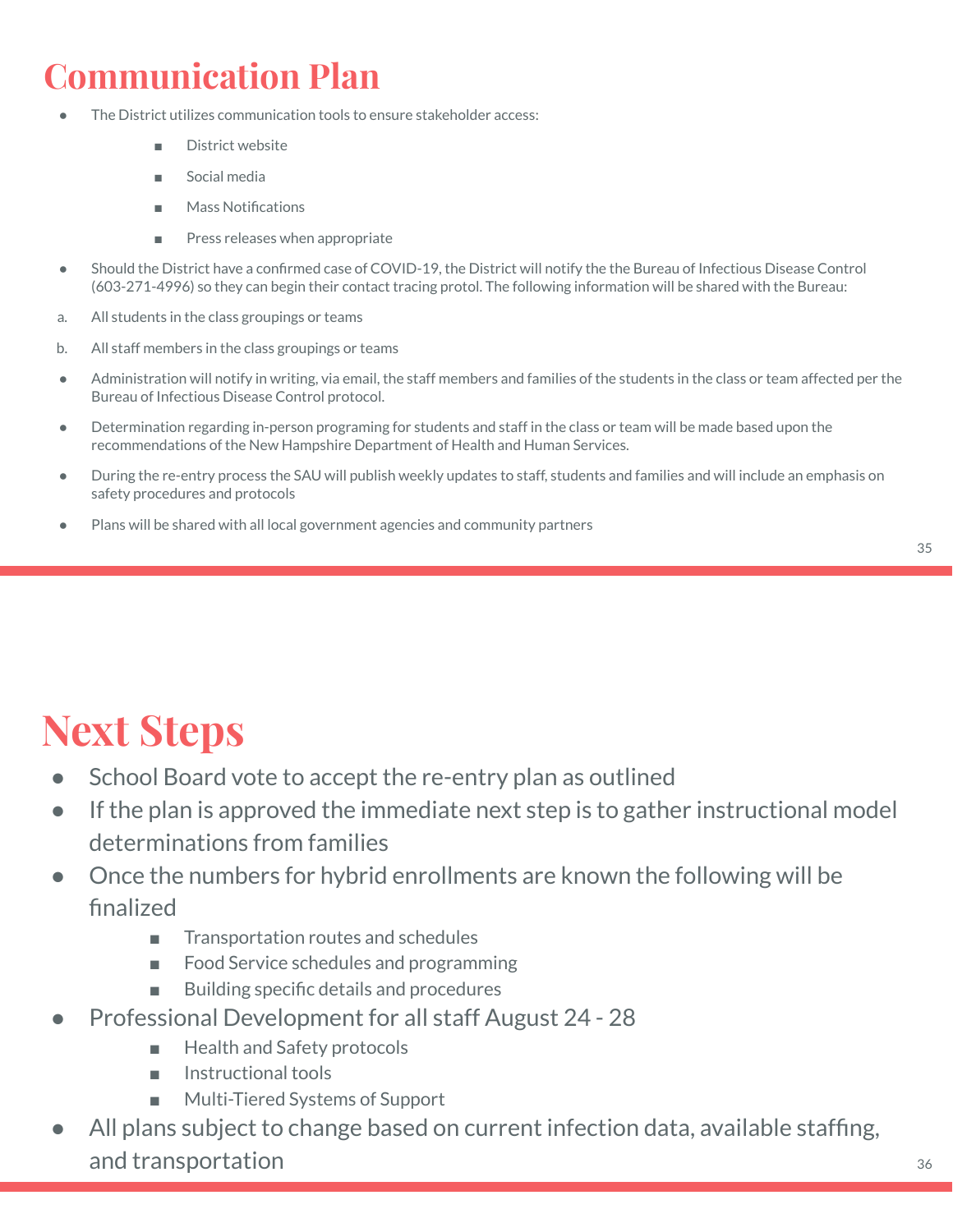# Communication Plan

- The District utilizes communication tools to ensure stakeholder access:
  - District website
  - Social media
  - Mass Notifications
  - Press releases when appropriate
- Should the District have a confirmed case of COVID-19, the District will notify the the Bureau of Infectious Disease Control (603-271-4996) so they can begin their contact tracing protol. The following information will be shared with the Bureau:

a. All students in the class groupings or teams

b. All staff members in the class groupings or teams

- Administration will notify in writing, via email, the staff members and families of the students in the class or team affected per the Bureau of Infectious Disease Control protocol.
- Determination regarding in-person programing for students and staff in the class or team will be made based upon the recommendations of the New Hampshire Department of Health and Human Services.
- During the re-entry process the SAU will publish weekly updates to staff, students and families and will include an emphasis on safety procedures and protocols
- Plans will be shared with all local government agencies and community partners

# Next Steps

- School Board vote to accept the re-entry plan as outlined
- If the plan is approved the immediate next step is to gather instructional model determinations from families
- Once the numbers for hybrid enrollments are known the following will be finalized
  - Transportation routes and schedules
  - Food Service schedules and programming
  - Building specific details and procedures
- Professional Development for all staff August 24 - 28
  - Health and Safety protocols
  - Instructional tools
  - Multi-Tiered Systems of Support
- All plans subject to change based on current infection data, available staffing, and transportation